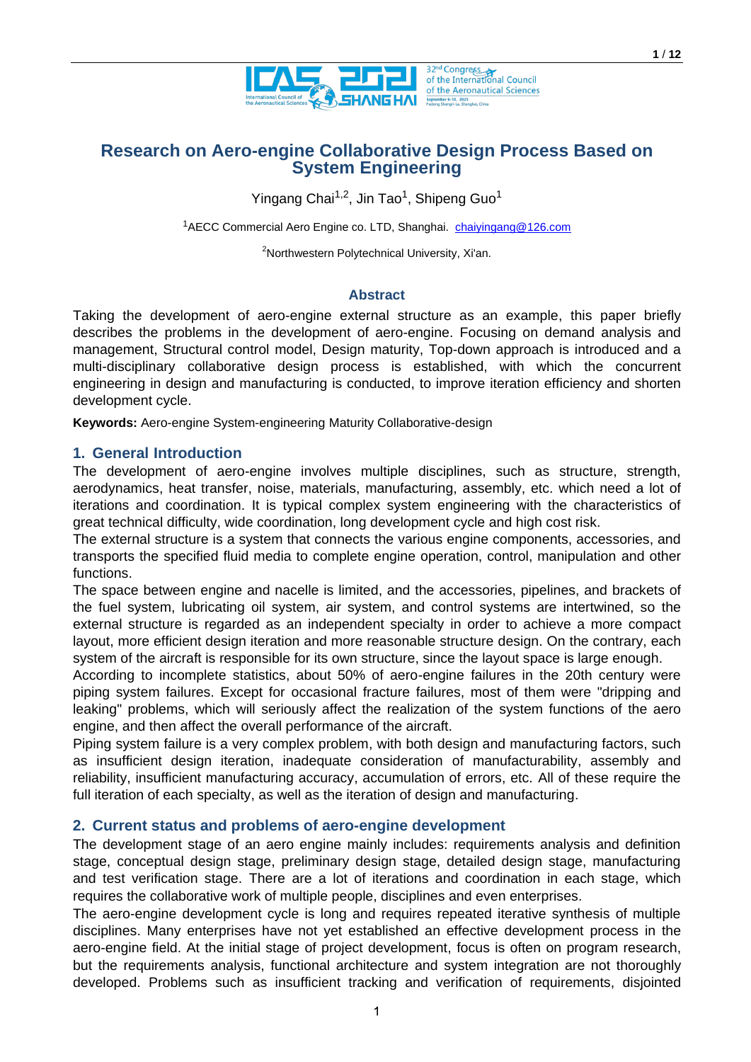# Research on Aero-engine Collaborative Design Process Based on System Engineering

Yingang Chai[1,2], Jin Tao[1], Shipeng Guo[1]

[1]AECC Commercial Aero Engine co. LTD, Shanghai. chaiyingang@126.com

[2]Northwestern Polytechnical University, Xi'an.

## Abstract

Taking the development of aero-engine external structure as an example, this paper briefly describes the problems in the development of aero-engine. Focusing on demand analysis and management, Structural control model, Design maturity, Top-down approach is introduced and a multi-disciplinary collaborative design process is established, with which the concurrent engineering in design and manufacturing is conducted, to improve iteration efficiency and shorten development cycle.

**Keywords:** Aero-engine System-engineering Maturity Collaborative-design

## 1. General Introduction

The development of aero-engine involves multiple disciplines, such as structure, strength, aerodynamics, heat transfer, noise, materials, manufacturing, assembly, etc. which need a lot of iterations and coordination. It is typical complex system engineering with the characteristics of great technical difficulty, wide coordination, long development cycle and high cost risk.

The external structure is a system that connects the various engine components, accessories, and transports the specified fluid media to complete engine operation, control, manipulation and other functions.

The space between engine and nacelle is limited, and the accessories, pipelines, and brackets of the fuel system, lubricating oil system, air system, and control systems are intertwined, so the external structure is regarded as an independent specialty in order to achieve a more compact layout, more efficient design iteration and more reasonable structure design. On the contrary, each system of the aircraft is responsible for its own structure, since the layout space is large enough.

According to incomplete statistics, about 50% of aero-engine failures in the 20th century were piping system failures. Except for occasional fracture failures, most of them were "dripping and leaking" problems, which will seriously affect the realization of the system functions of the aero engine, and then affect the overall performance of the aircraft.

Piping system failure is a very complex problem, with both design and manufacturing factors, such as insufficient design iteration, inadequate consideration of manufacturability, assembly and reliability, insufficient manufacturing accuracy, accumulation of errors, etc. All of these require the full iteration of each specialty, as well as the iteration of design and manufacturing.

## 2. Current status and problems of aero-engine development

The development stage of an aero engine mainly includes: requirements analysis and definition stage, conceptual design stage, preliminary design stage, detailed design stage, manufacturing and test verification stage. There are a lot of iterations and coordination in each stage, which requires the collaborative work of multiple people, disciplines and even enterprises.

The aero-engine development cycle is long and requires repeated iterative synthesis of multiple disciplines. Many enterprises have not yet established an effective development process in the aero-engine field. At the initial stage of project development, focus is often on program research, but the requirements analysis, functional architecture and system integration are not thoroughly developed. Problems such as insufficient tracking and verification of requirements, disjointed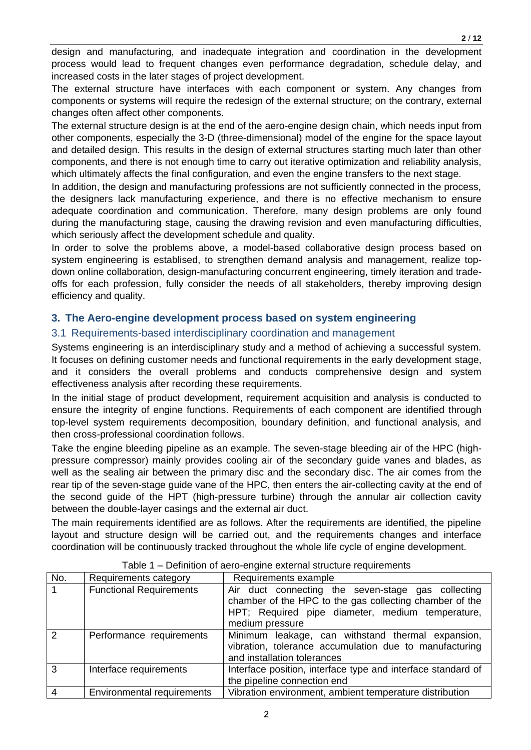design and manufacturing, and inadequate integration and coordination in the development process would lead to frequent changes even performance degradation, schedule delay, and increased costs in the later stages of project development.

The external structure have interfaces with each component or system. Any changes from components or systems will require the redesign of the external structure; on the contrary, external changes often affect other components.

The external structure design is at the end of the aero-engine design chain, which needs input from other components, especially the 3-D (three-dimensional) model of the engine for the space layout and detailed design. This results in the design of external structures starting much later than other components, and there is not enough time to carry out iterative optimization and reliability analysis, which ultimately affects the final configuration, and even the engine transfers to the next stage.

In addition, the design and manufacturing professions are not sufficiently connected in the process, the designers lack manufacturing experience, and there is no effective mechanism to ensure adequate coordination and communication. Therefore, many design problems are only found during the manufacturing stage, causing the drawing revision and even manufacturing difficulties, which seriously affect the development schedule and quality.

In order to solve the problems above, a model-based collaborative design process based on system engineering is establised, to strengthen demand analysis and management, realize top-down online collaboration, design-manufacturing concurrent engineering, timely iteration and trade-offs for each profession, fully consider the needs of all stakeholders, thereby improving design efficiency and quality.

## 3. The Aero-engine development process based on system engineering

### 3.1 Requirements-based interdisciplinary coordination and management

Systems engineering is an interdisciplinary study and a method of achieving a successful system. It focuses on defining customer needs and functional requirements in the early development stage, and it considers the overall problems and conducts comprehensive design and system effectiveness analysis after recording these requirements.

In the initial stage of product development, requirement acquisition and analysis is conducted to ensure the integrity of engine functions. Requirements of each component are identified through top-level system requirements decomposition, boundary definition, and functional analysis, and then cross-professional coordination follows.

Take the engine bleeding pipeline as an example. The seven-stage bleeding air of the HPC (high-pressure compressor) mainly provides cooling air of the secondary guide vanes and blades, as well as the sealing air between the primary disc and the secondary disc. The air comes from the rear tip of the seven-stage guide vane of the HPC, then enters the air-collecting cavity at the end of the second guide of the HPT (high-pressure turbine) through the annular air collection cavity between the double-layer casings and the external air duct.

The main requirements identified are as follows. After the requirements are identified, the pipeline layout and structure design will be carried out, and the requirements changes and interface coordination will be continuously tracked throughout the whole life cycle of engine development.

Table 1 – Definition of aero-engine external structure requirements

| No. | Requirements category | Requirements example |
|---|---|---|
| 1 | Functional Requirements | Air duct connecting the seven-stage gas collecting chamber of the HPC to the gas collecting chamber of the HPT; Required pipe diameter, medium temperature, medium pressure |
| 2 | Performance requirements | Minimum leakage, can withstand thermal expansion, vibration, tolerance accumulation due to manufacturing and installation tolerances |
| 3 | Interface requirements | Interface position, interface type and interface standard of the pipeline connection end |
| 4 | Environmental requirements | Vibration environment, ambient temperature distribution |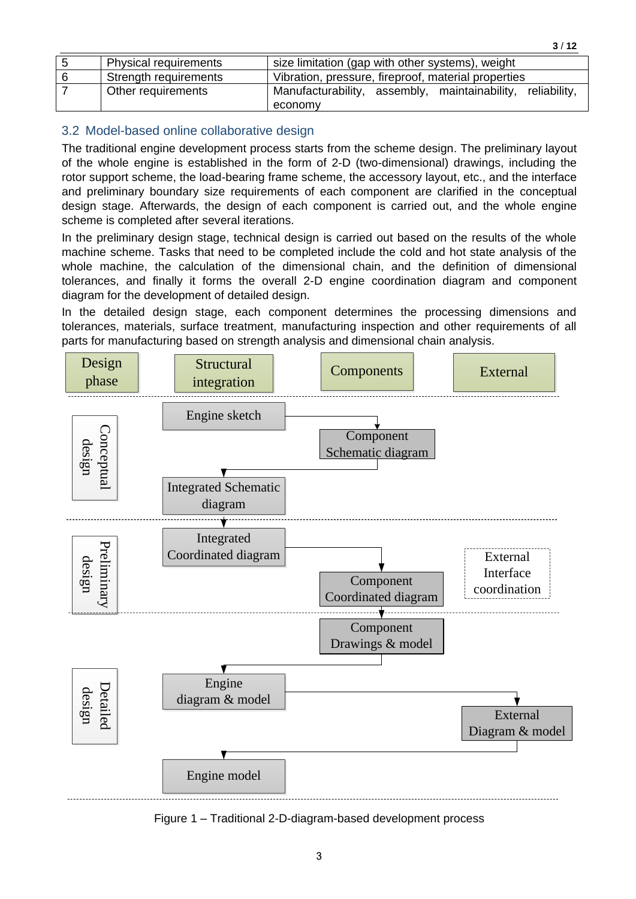| 5 | Physical requirements | size limitation (gap with other systems), weight |
|---|---|---|
| 6 | Strength requirements | Vibration, pressure, fireproof, material properties |
| 7 | Other requirements | Manufacturability, assembly, maintainability, reliability, economy |

## 3.2 Model-based online collaborative design

The traditional engine development process starts from the scheme design. The preliminary layout of the whole engine is established in the form of 2-D (two-dimensional) drawings, including the rotor support scheme, the load-bearing frame scheme, the accessory layout, etc., and the interface and preliminary boundary size requirements of each component are clarified in the conceptual design stage. Afterwards, the design of each component is carried out, and the whole engine scheme is completed after several iterations.

In the preliminary design stage, technical design is carried out based on the results of the whole machine scheme. Tasks that need to be completed include the cold and hot state analysis of the whole machine, the calculation of the dimensional chain, and the definition of dimensional tolerances, and finally it forms the overall 2-D engine coordination diagram and component diagram for the development of detailed design.

In the detailed design stage, each component determines the processing dimensions and tolerances, materials, surface treatment, manufacturing inspection and other requirements of all parts for manufacturing based on strength analysis and dimensional chain analysis.

Figure 1 – Traditional 2-D-diagram-based development process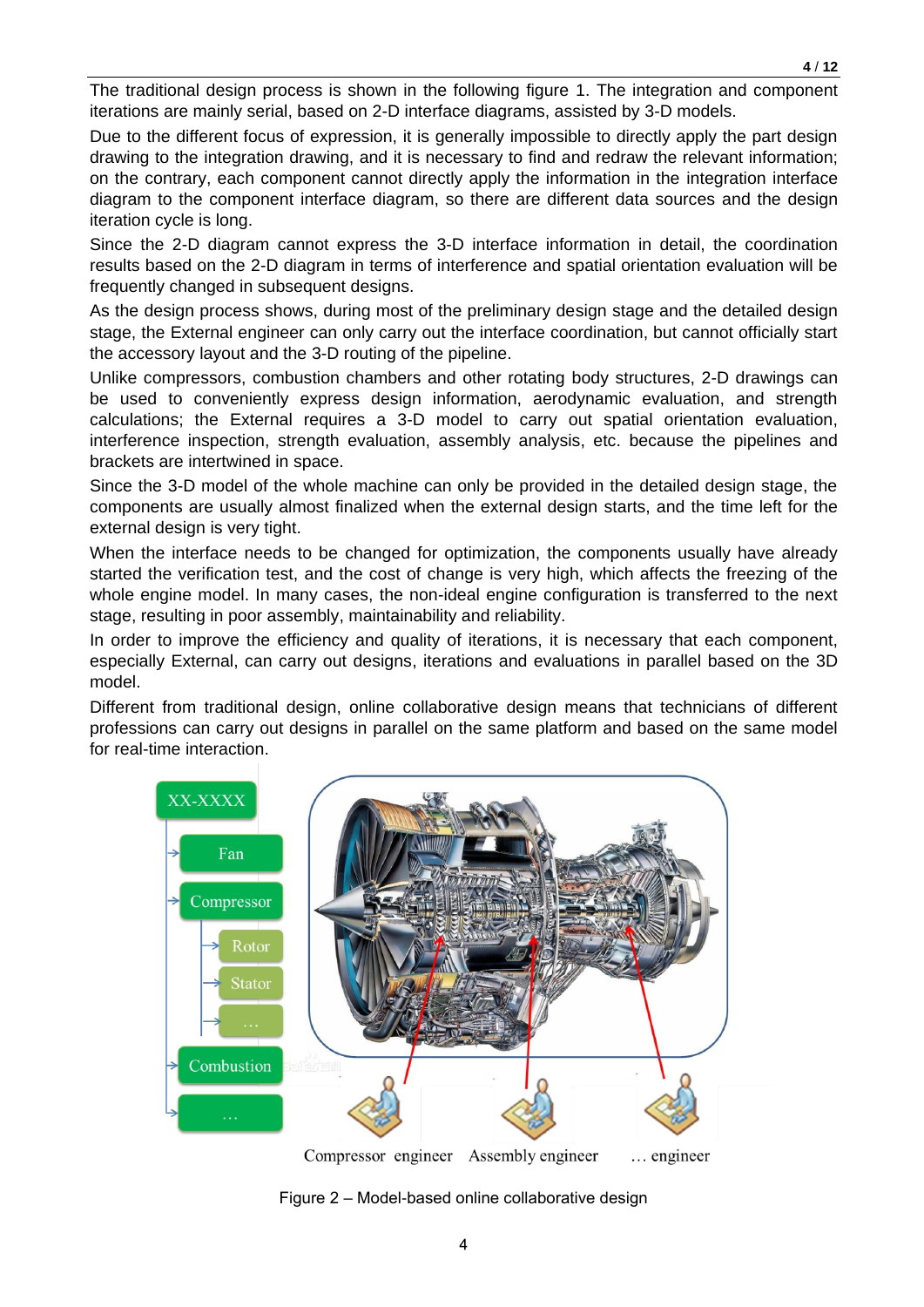The traditional design process is shown in the following figure 1. The integration and component iterations are mainly serial, based on 2-D interface diagrams, assisted by 3-D models.

Due to the different focus of expression, it is generally impossible to directly apply the part design drawing to the integration drawing, and it is necessary to find and redraw the relevant information; on the contrary, each component cannot directly apply the information in the integration interface diagram to the component interface diagram, so there are different data sources and the design iteration cycle is long.

Since the 2-D diagram cannot express the 3-D interface information in detail, the coordination results based on the 2-D diagram in terms of interference and spatial orientation evaluation will be frequently changed in subsequent designs.

As the design process shows, during most of the preliminary design stage and the detailed design stage, the External engineer can only carry out the interface coordination, but cannot officially start the accessory layout and the 3-D routing of the pipeline.

Unlike compressors, combustion chambers and other rotating body structures, 2-D drawings can be used to conveniently express design information, aerodynamic evaluation, and strength calculations; the External requires a 3-D model to carry out spatial orientation evaluation, interference inspection, strength evaluation, assembly analysis, etc. because the pipelines and brackets are intertwined in space.

Since the 3-D model of the whole machine can only be provided in the detailed design stage, the components are usually almost finalized when the external design starts, and the time left for the external design is very tight.

When the interface needs to be changed for optimization, the components usually have already started the verification test, and the cost of change is very high, which affects the freezing of the whole engine model. In many cases, the non-ideal engine configuration is transferred to the next stage, resulting in poor assembly, maintainability and reliability.

In order to improve the efficiency and quality of iterations, it is necessary that each component, especially External, can carry out designs, iterations and evaluations in parallel based on the 3D model.

Different from traditional design, online collaborative design means that technicians of different professions can carry out designs in parallel on the same platform and based on the same model for real-time interaction.

Figure 2 – Model-based online collaborative design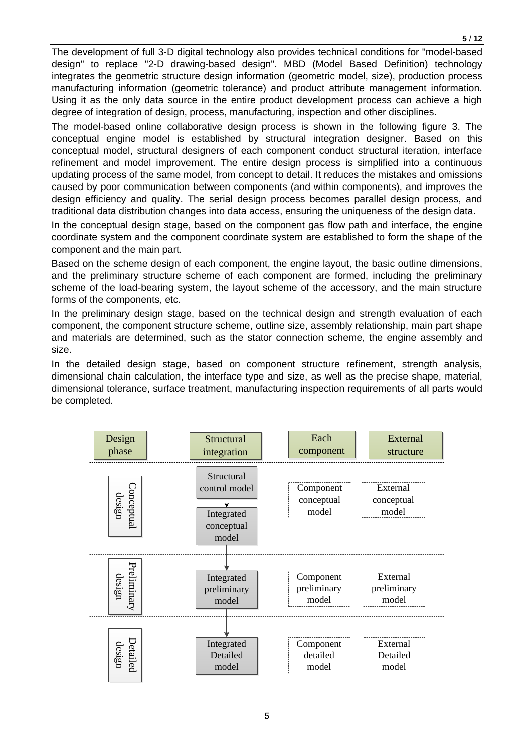The development of full 3-D digital technology also provides technical conditions for "model-based design" to replace "2-D drawing-based design". MBD (Model Based Definition) technology integrates the geometric structure design information (geometric model, size), production process manufacturing information (geometric tolerance) and product attribute management information. Using it as the only data source in the entire product development process can achieve a high degree of integration of design, process, manufacturing, inspection and other disciplines.

The model-based online collaborative design process is shown in the following figure 3. The conceptual engine model is established by structural integration designer. Based on this conceptual model, structural designers of each component conduct structural iteration, interface refinement and model improvement. The entire design process is simplified into a continuous updating process of the same model, from concept to detail. It reduces the mistakes and omissions caused by poor communication between components (and within components), and improves the design efficiency and quality. The serial design process becomes parallel design process, and traditional data distribution changes into data access, ensuring the uniqueness of the design data.

In the conceptual design stage, based on the component gas flow path and interface, the engine coordinate system and the component coordinate system are established to form the shape of the component and the main part.

Based on the scheme design of each component, the engine layout, the basic outline dimensions, and the preliminary structure scheme of each component are formed, including the preliminary scheme of the load-bearing system, the layout scheme of the accessory, and the main structure forms of the components, etc.

In the preliminary design stage, based on the technical design and strength evaluation of each component, the component structure scheme, outline size, assembly relationship, main part shape and materials are determined, such as the stator connection scheme, the engine assembly and size.

In the detailed design stage, based on component structure refinement, strength analysis, dimensional chain calculation, the interface type and size, as well as the precise shape, material, dimensional tolerance, surface treatment, manufacturing inspection requirements of all parts would be completed.

| Design phase | Structural integration | Each component | External structure |
|---|---|---|---|
| Conceptual design | Structural control model → Integrated conceptual model | Component conceptual model | External conceptual model |
| Preliminary design | Integrated preliminary model | Component preliminary model | External preliminary model |
| Detailed design | Integrated Detailed model | Component detailed model | External Detailed model |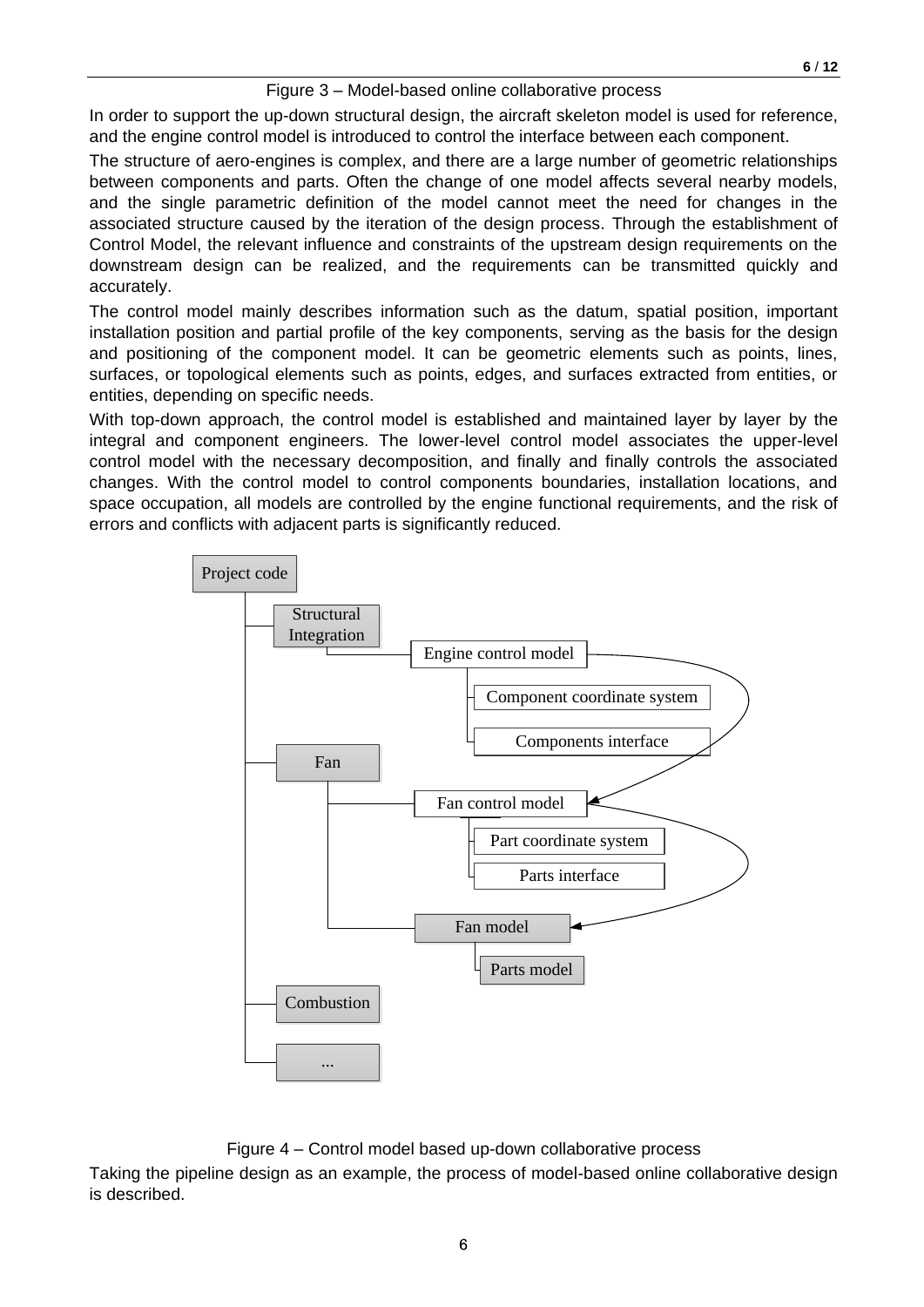Figure 3 – Model-based online collaborative process

In order to support the up-down structural design, the aircraft skeleton model is used for reference, and the engine control model is introduced to control the interface between each component.

The structure of aero-engines is complex, and there are a large number of geometric relationships between components and parts. Often the change of one model affects several nearby models, and the single parametric definition of the model cannot meet the need for changes in the associated structure caused by the iteration of the design process. Through the establishment of Control Model, the relevant influence and constraints of the upstream design requirements on the downstream design can be realized, and the requirements can be transmitted quickly and accurately.

The control model mainly describes information such as the datum, spatial position, important installation position and partial profile of the key components, serving as the basis for the design and positioning of the component model. It can be geometric elements such as points, lines, surfaces, or topological elements such as points, edges, and surfaces extracted from entities, or entities, depending on specific needs.

With top-down approach, the control model is established and maintained layer by layer by the integral and component engineers. The lower-level control model associates the upper-level control model with the necessary decomposition, and finally and finally controls the associated changes. With the control model to control components boundaries, installation locations, and space occupation, all models are controlled by the engine functional requirements, and the risk of errors and conflicts with adjacent parts is significantly reduced.

Figure 4 – Control model based up-down collaborative process

Taking the pipeline design as an example, the process of model-based online collaborative design is described.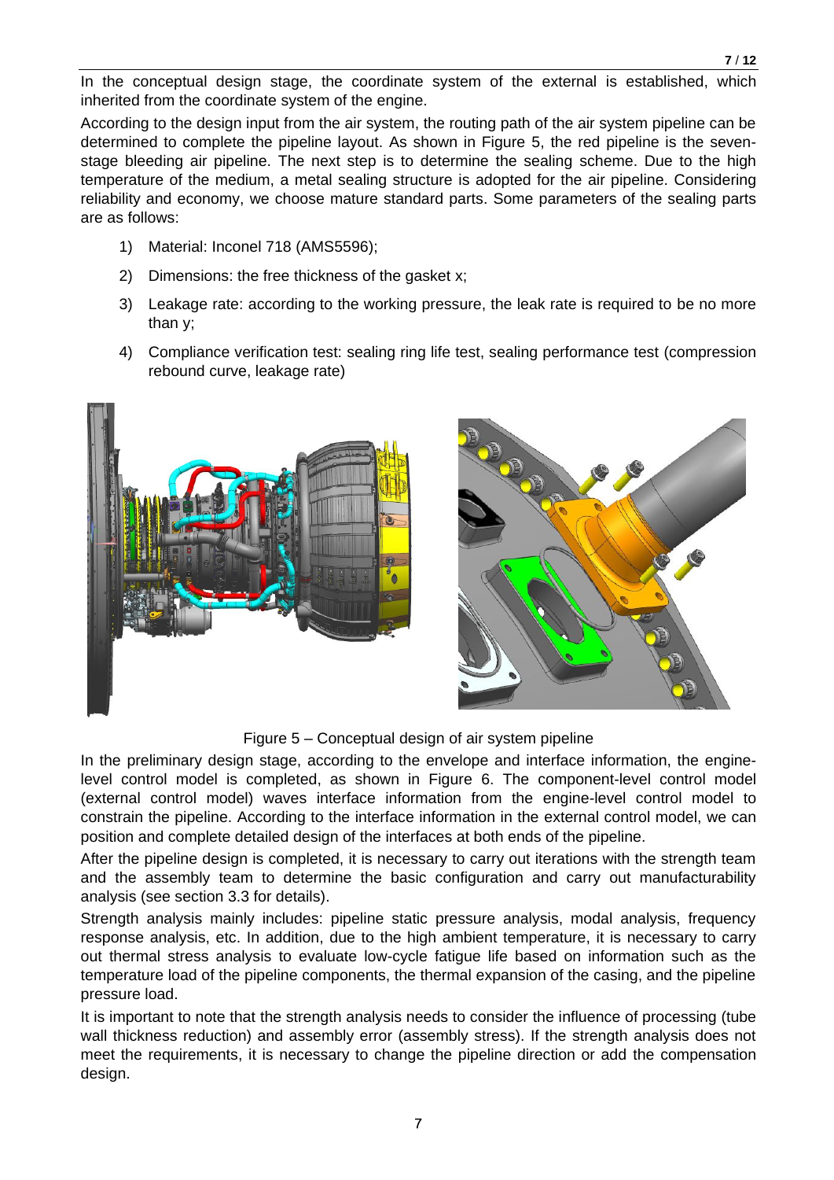In the conceptual design stage, the coordinate system of the external is established, which inherited from the coordinate system of the engine.

According to the design input from the air system, the routing path of the air system pipeline can be determined to complete the pipeline layout. As shown in Figure 5, the red pipeline is the seven-stage bleeding air pipeline. The next step is to determine the sealing scheme. Due to the high temperature of the medium, a metal sealing structure is adopted for the air pipeline. Considering reliability and economy, we choose mature standard parts. Some parameters of the sealing parts are as follows:

1) Material: Inconel 718 (AMS5596);
2) Dimensions: the free thickness of the gasket x;
3) Leakage rate: according to the working pressure, the leak rate is required to be no more than y;
4) Compliance verification test: sealing ring life test, sealing performance test (compression rebound curve, leakage rate)

Figure 5 – Conceptual design of air system pipeline

In the preliminary design stage, according to the envelope and interface information, the engine-level control model is completed, as shown in Figure 6. The component-level control model (external control model) waves interface information from the engine-level control model to constrain the pipeline. According to the interface information in the external control model, we can position and complete detailed design of the interfaces at both ends of the pipeline.

After the pipeline design is completed, it is necessary to carry out iterations with the strength team and the assembly team to determine the basic configuration and carry out manufacturability analysis (see section 3.3 for details).

Strength analysis mainly includes: pipeline static pressure analysis, modal analysis, frequency response analysis, etc. In addition, due to the high ambient temperature, it is necessary to carry out thermal stress analysis to evaluate low-cycle fatigue life based on information such as the temperature load of the pipeline components, the thermal expansion of the casing, and the pipeline pressure load.

It is important to note that the strength analysis needs to consider the influence of processing (tube wall thickness reduction) and assembly error (assembly stress). If the strength analysis does not meet the requirements, it is necessary to change the pipeline direction or add the compensation design.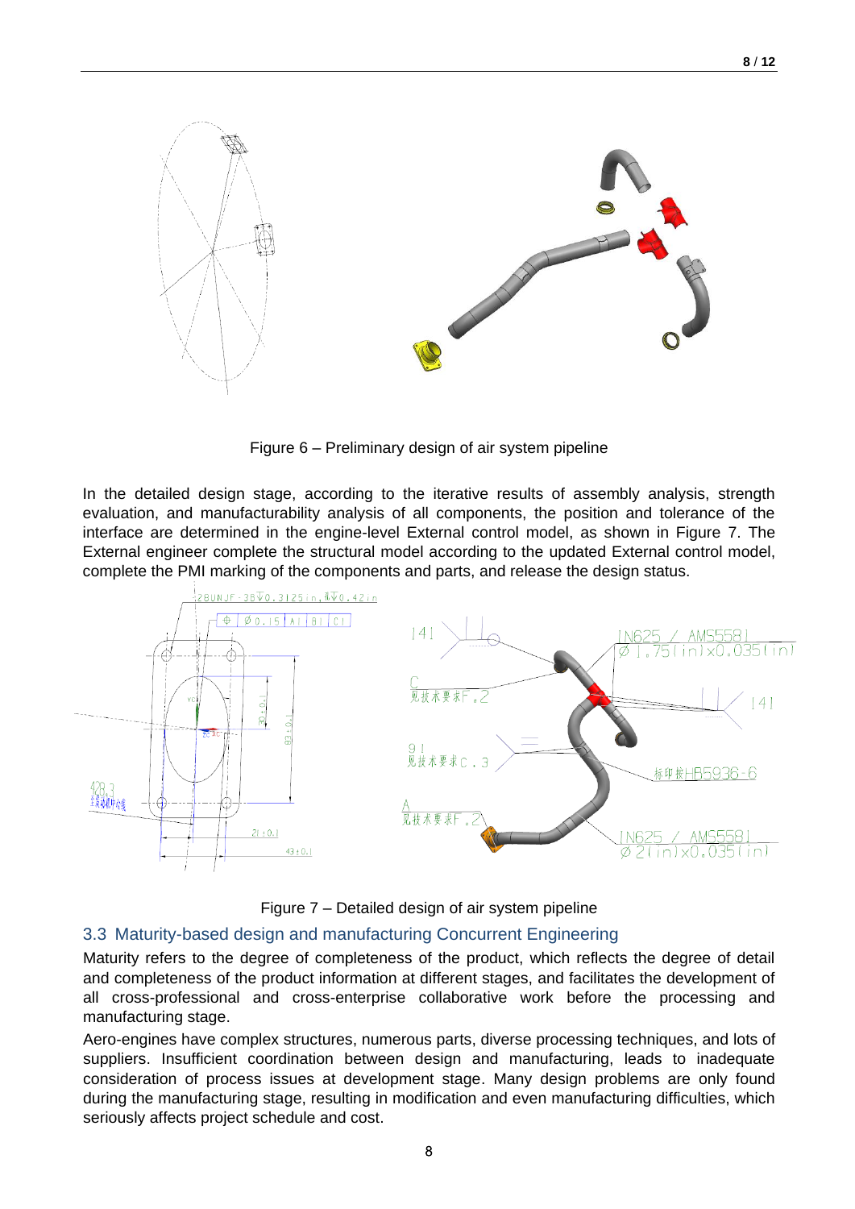Figure 6 – Preliminary design of air system pipeline

In the detailed design stage, according to the iterative results of assembly analysis, strength evaluation, and manufacturability analysis of all components, the position and tolerance of the interface are determined in the engine-level External control model, as shown in Figure 7. The External engineer complete the structural model according to the updated External control model, complete the PMI marking of the components and parts, and release the design status.

Figure 7 – Detailed design of air system pipeline

## 3.3 Maturity-based design and manufacturing Concurrent Engineering

Maturity refers to the degree of completeness of the product, which reflects the degree of detail and completeness of the product information at different stages, and facilitates the development of all cross-professional and cross-enterprise collaborative work before the processing and manufacturing stage.

Aero-engines have complex structures, numerous parts, diverse processing techniques, and lots of suppliers. Insufficient coordination between design and manufacturing, leads to inadequate consideration of process issues at development stage. Many design problems are only found during the manufacturing stage, resulting in modification and even manufacturing difficulties, which seriously affects project schedule and cost.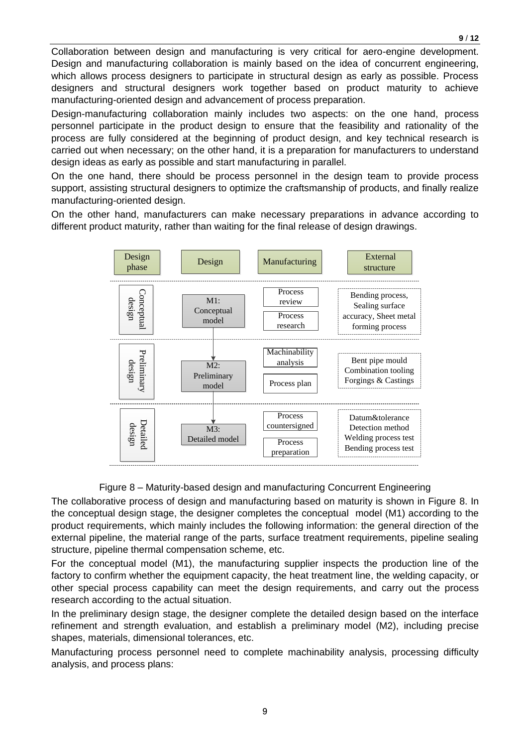Collaboration between design and manufacturing is very critical for aero-engine development. Design and manufacturing collaboration is mainly based on the idea of concurrent engineering, which allows process designers to participate in structural design as early as possible. Process designers and structural designers work together based on product maturity to achieve manufacturing-oriented design and advancement of process preparation.

Design-manufacturing collaboration mainly includes two aspects: on the one hand, process personnel participate in the product design to ensure that the feasibility and rationality of the process are fully considered at the beginning of product design, and key technical research is carried out when necessary; on the other hand, it is a preparation for manufacturers to understand design ideas as early as possible and start manufacturing in parallel.

On the one hand, there should be process personnel in the design team to provide process support, assisting structural designers to optimize the craftsmanship of products, and finally realize manufacturing-oriented design.

On the other hand, manufacturers can make necessary preparations in advance according to different product maturity, rather than waiting for the final release of design drawings.

| Design phase | Design | Manufacturing | External structure |
| --- | --- | --- | --- |
| Conceptual design | M1: Conceptual model | Process review; Process research | Bending process, Sealing surface accuracy, Sheet metal forming process |
| Preliminary design | M2: Preliminary model | Machinability analysis; Process plan | Bent pipe mould, Combination tooling, Forgings & Castings |
| Detailed design | M3: Detailed model | Process countersigned; Process preparation | Datum&tolerance, Detection method, Welding process test, Bending process test |

Figure 8 – Maturity-based design and manufacturing Concurrent Engineering

The collaborative process of design and manufacturing based on maturity is shown in Figure 8. In the conceptual design stage, the designer completes the conceptual model (M1) according to the product requirements, which mainly includes the following information: the general direction of the external pipeline, the material range of the parts, surface treatment requirements, pipeline sealing structure, pipeline thermal compensation scheme, etc.

For the conceptual model (M1), the manufacturing supplier inspects the production line of the factory to confirm whether the equipment capacity, the heat treatment line, the welding capacity, or other special process capability can meet the design requirements, and carry out the process research according to the actual situation.

In the preliminary design stage, the designer complete the detailed design based on the interface refinement and strength evaluation, and establish a preliminary model (M2), including precise shapes, materials, dimensional tolerances, etc.

Manufacturing process personnel need to complete machinability analysis, processing difficulty analysis, and process plans: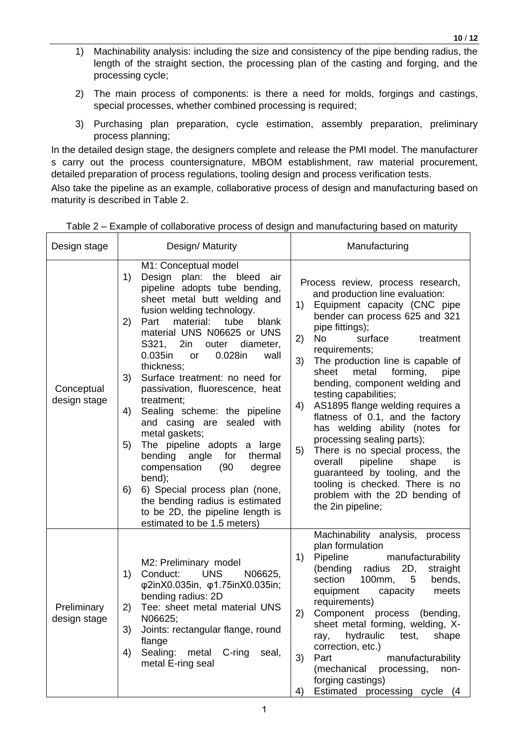1) Machinability analysis: including the size and consistency of the pipe bending radius, the length of the straight section, the processing plan of the casting and forging, and the processing cycle;

2) The main process of components: is there a need for molds, forgings and castings, special processes, whether combined processing is required;

3) Purchasing plan preparation, cycle estimation, assembly preparation, preliminary process planning;

In the detailed design stage, the designers complete and release the PMI model. The manufacturer s carry out the process countersignature, MBOM establishment, raw material procurement, detailed preparation of process regulations, tooling design and process verification tests.

Also take the pipeline as an example, collaborative process of design and manufacturing based on maturity is described in Table 2.

Table 2 – Example of collaborative process of design and manufacturing based on maturity

| Design stage | Design/ Maturity | Manufacturing |
|---|---|---|
| Conceptual design stage | M1: Conceptual model<br>1) Design plan: the bleed air pipeline adopts tube bending, sheet metal butt welding and fusion welding technology.<br>2) Part material: tube blank material UNS N06625 or UNS S321, 2in outer diameter, 0.035in or 0.028in wall thickness;<br>3) Surface treatment: no need for passivation, fluorescence, heat treatment;<br>4) Sealing scheme: the pipeline and casing are sealed with metal gaskets;<br>5) The pipeline adopts a large bending angle for thermal compensation (90 degree bend);<br>6) 6) Special process plan (none, the bending radius is estimated to be 2D, the pipeline length is estimated to be 1.5 meters) | Process review, process research, and production line evaluation:<br>1) Equipment capacity (CNC pipe bender can process 625 and 321 pipe fittings);<br>2) No surface treatment requirements;<br>3) The production line is capable of sheet metal forming, pipe bending, component welding and testing capabilities;<br>4) AS1895 flange welding requires a flatness of 0.1, and the factory has welding ability (notes for processing sealing parts);<br>5) There is no special process, the overall pipeline shape is guaranteed by tooling, and the tooling is checked. There is no problem with the 2D bending of the 2in pipeline; |
| Preliminary design stage | M2: Preliminary model<br>1) Conduct: UNS N06625, φ2inX0.035in, φ1.75inX0.035in; bending radius: 2D<br>2) Tee: sheet metal material UNS N06625;<br>3) Joints: rectangular flange, round flange<br>4) Sealing: metal C-ring seal, metal E-ring seal | Machinability analysis, process plan formulation<br>1) Pipeline manufacturability (bending radius 2D, straight section 100mm, 5 bends, equipment capacity meets requirements)<br>2) Component process (bending, sheet metal forming, welding, X-ray, hydraulic test, shape correction, etc.)<br>3) Part manufacturability (mechanical processing, non-forging castings)<br>4) Estimated processing cycle (4 |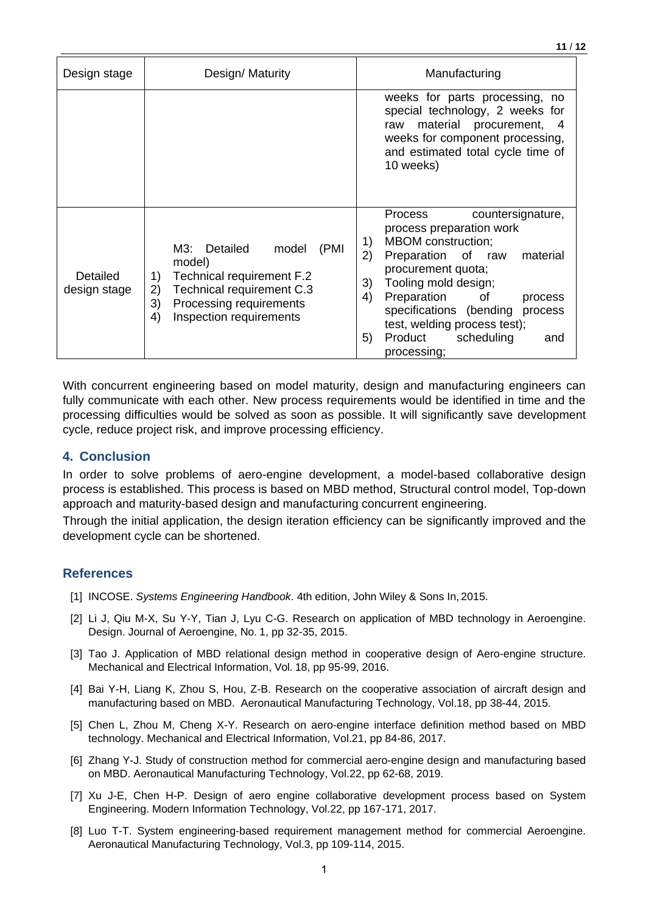| Design stage | Design/ Maturity | Manufacturing |
|---|---|---|
| | | weeks for parts processing, no special technology, 2 weeks for raw material procurement, 4 weeks for component processing, and estimated total cycle time of 10 weeks) |
| Detailed design stage | M3: Detailed model (PMI model)<br>1) Technical requirement F.2<br>2) Technical requirement C.3<br>3) Processing requirements<br>4) Inspection requirements | Process countersignature, process preparation work<br>1) MBOM construction;<br>2) Preparation of raw material procurement quota;<br>3) Tooling mold design;<br>4) Preparation of process specifications (bending process test, welding process test);<br>5) Product scheduling and processing; |

With concurrent engineering based on model maturity, design and manufacturing engineers can fully communicate with each other. New process requirements would be identified in time and the processing difficulties would be solved as soon as possible. It will significantly save development cycle, reduce project risk, and improve processing efficiency.

## 4. Conclusion

In order to solve problems of aero-engine development, a model-based collaborative design process is established. This process is based on MBD method, Structural control model, Top-down approach and maturity-based design and manufacturing concurrent engineering.

Through the initial application, the design iteration efficiency can be significantly improved and the development cycle can be shortened.

## References

[1] INCOSE. *Systems Engineering Handbook*. 4th edition, John Wiley & Sons In, 2015.

[2] Li J, Qiu M-X, Su Y-Y, Tian J, Lyu C-G. Research on application of MBD technology in Aeroengine. Design. Journal of Aeroengine, No. 1, pp 32-35, 2015.

[3] Tao J. Application of MBD relational design method in cooperative design of Aero-engine structure. Mechanical and Electrical Information, Vol. 18, pp 95-99, 2016.

[4] Bai Y-H, Liang K, Zhou S, Hou, Z-B. Research on the cooperative association of aircraft design and manufacturing based on MBD. Aeronautical Manufacturing Technology, Vol.18, pp 38-44, 2015.

[5] Chen L, Zhou M, Cheng X-Y. Research on aero-engine interface definition method based on MBD technology. Mechanical and Electrical Information, Vol.21, pp 84-86, 2017.

[6] Zhang Y-J. Study of construction method for commercial aero-engine design and manufacturing based on MBD. Aeronautical Manufacturing Technology, Vol.22, pp 62-68, 2019.

[7] Xu J-E, Chen H-P. Design of aero engine collaborative development process based on System Engineering. Modern Information Technology, Vol.22, pp 167-171, 2017.

[8] Luo T-T. System engineering-based requirement management method for commercial Aeroengine. Aeronautical Manufacturing Technology, Vol.3, pp 109-114, 2015.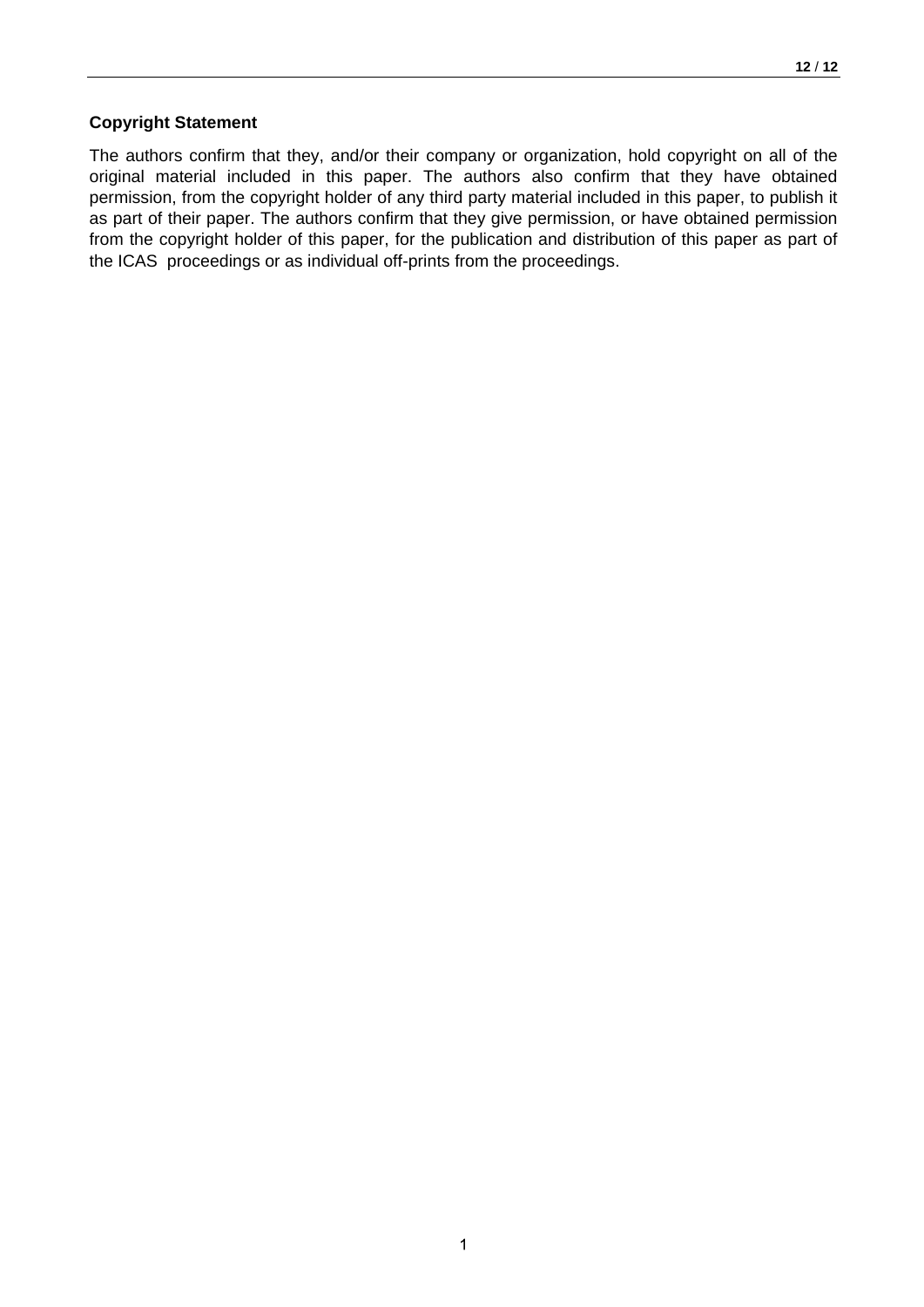**Copyright Statement**

The authors confirm that they, and/or their company or organization, hold copyright on all of the original material included in this paper. The authors also confirm that they have obtained permission, from the copyright holder of any third party material included in this paper, to publish it as part of their paper. The authors confirm that they give permission, or have obtained permission from the copyright holder of this paper, for the publication and distribution of this paper as part of the ICAS proceedings or as individual off-prints from the proceedings.